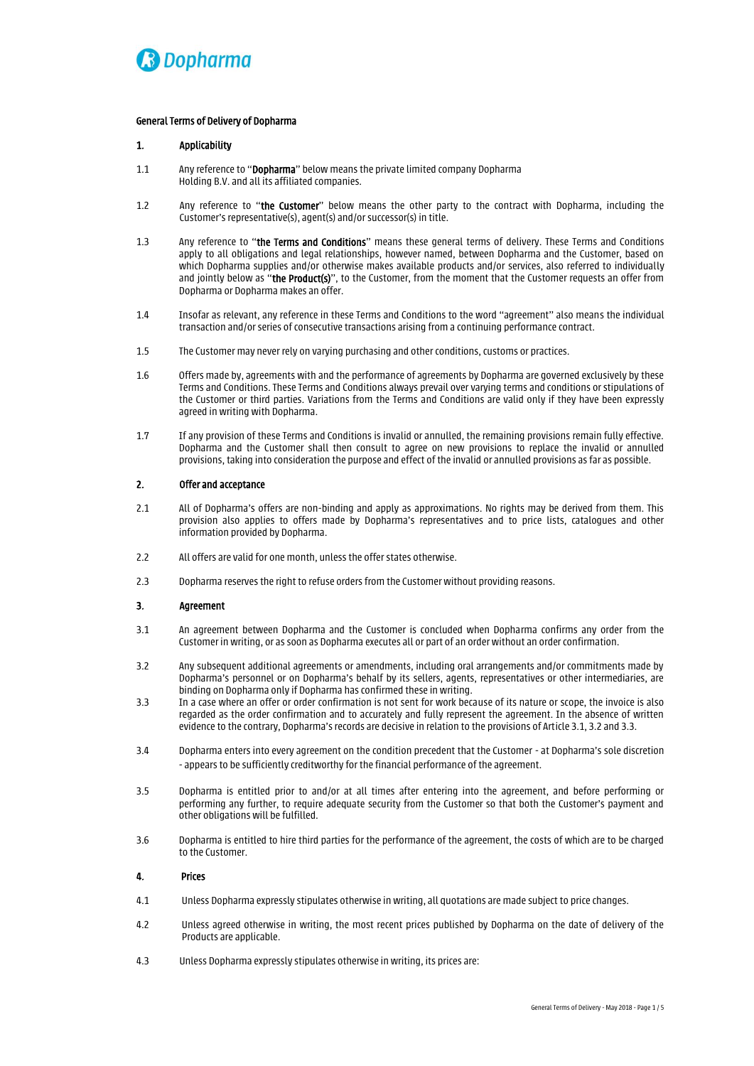Dopharma

# General Terms of Delivery of Dopharma

## 1. Applicability

1.1 Any reference to "**Dopharma**" below means the private limited company Dopharma Holding B.V. and all its affiliated companies.

1.2 Any reference to "**the Customer**" below means the other party to the contract with Dopharma, including the Customer's representative(s), agent(s) and/or successor(s) in title.

1.3 Any reference to "**the Terms and Conditions**" means these general terms of delivery. These Terms and Conditions apply to all obligations and legal relationships, however named, between Dopharma and the Customer, based on which Dopharma supplies and/or otherwise makes available products and/or services, also referred to individually and jointly below as "**the Product(s)**", to the Customer, from the moment that the Customer requests an offer from Dopharma or Dopharma makes an offer.

1.4 Insofar as relevant, any reference in these Terms and Conditions to the word "agreement" also means the individual transaction and/or series of consecutive transactions arising from a continuing performance contract.

1.5 The Customer may never rely on varying purchasing and other conditions, customs or practices.

1.6 Offers made by, agreements with and the performance of agreements by Dopharma are governed exclusively by these Terms and Conditions. These Terms and Conditions always prevail over varying terms and conditions or stipulations of the Customer or third parties. Variations from the Terms and Conditions are valid only if they have been expressly agreed in writing with Dopharma.

1.7 If any provision of these Terms and Conditions is invalid or annulled, the remaining provisions remain fully effective. Dopharma and the Customer shall then consult to agree on new provisions to replace the invalid or annulled provisions, taking into consideration the purpose and effect of the invalid or annulled provisions as far as possible.

## 2. Offer and acceptance

2.1 All of Dopharma's offers are non-binding and apply as approximations. No rights may be derived from them. This provision also applies to offers made by Dopharma's representatives and to price lists, catalogues and other information provided by Dopharma.

2.2 All offers are valid for one month, unless the offer states otherwise.

2.3 Dopharma reserves the right to refuse orders from the Customer without providing reasons.

## 3. Agreement

3.1 An agreement between Dopharma and the Customer is concluded when Dopharma confirms any order from the Customer in writing, or as soon as Dopharma executes all or part of an order without an order confirmation.

3.2 Any subsequent additional agreements or amendments, including oral arrangements and/or commitments made by Dopharma's personnel or on Dopharma's behalf by its sellers, agents, representatives or other intermediaries, are binding on Dopharma only if Dopharma has confirmed these in writing.

3.3 In a case where an offer or order confirmation is not sent for work because of its nature or scope, the invoice is also regarded as the order confirmation and to accurately and fully represent the agreement. In the absence of written evidence to the contrary, Dopharma's records are decisive in relation to the provisions of Article 3.1, 3.2 and 3.3.

3.4 Dopharma enters into every agreement on the condition precedent that the Customer - at Dopharma's sole discretion - appears to be sufficiently creditworthy for the financial performance of the agreement.

3.5 Dopharma is entitled prior to and/or at all times after entering into the agreement, and before performing or performing any further, to require adequate security from the Customer so that both the Customer's payment and other obligations will be fulfilled.

3.6 Dopharma is entitled to hire third parties for the performance of the agreement, the costs of which are to be charged to the Customer.

## 4. Prices

4.1 Unless Dopharma expressly stipulates otherwise in writing, all quotations are made subject to price changes.

4.2 Unless agreed otherwise in writing, the most recent prices published by Dopharma on the date of delivery of the Products are applicable.

4.3 Unless Dopharma expressly stipulates otherwise in writing, its prices are: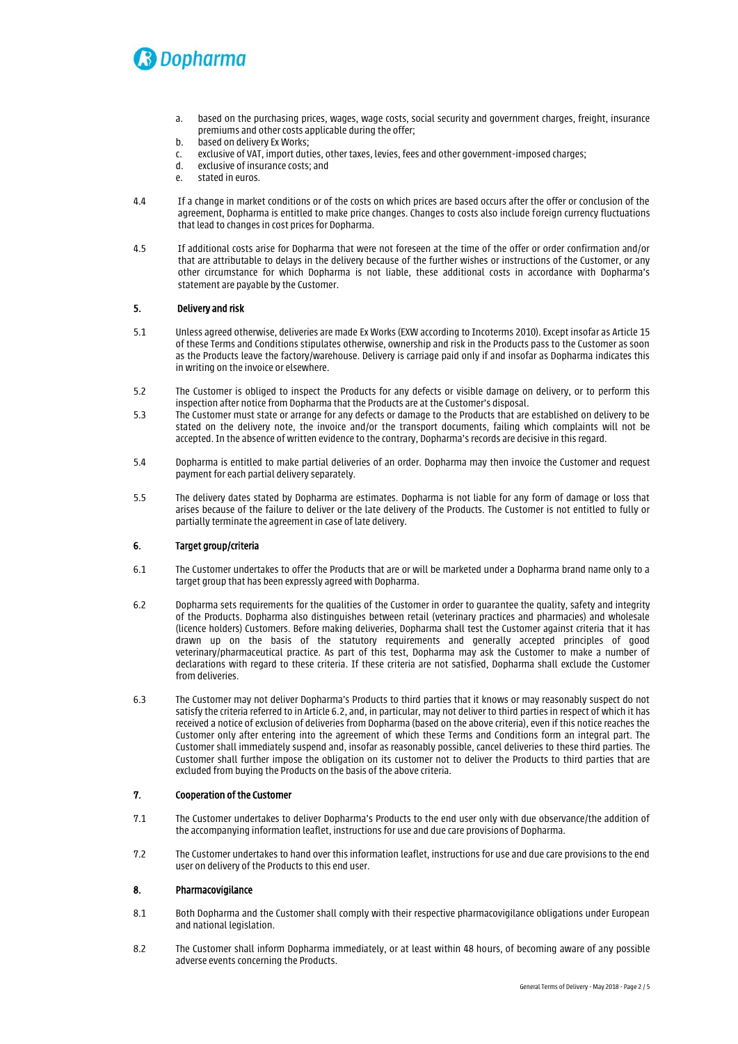a. based on the purchasing prices, wages, wage costs, social security and government charges, freight, insurance premiums and other costs applicable during the offer;
b. based on delivery Ex Works;
c. exclusive of VAT, import duties, other taxes, levies, fees and other government-imposed charges;
d. exclusive of insurance costs; and
e. stated in euros.

4.4 If a change in market conditions or of the costs on which prices are based occurs after the offer or conclusion of the agreement, Dopharma is entitled to make price changes. Changes to costs also include foreign currency fluctuations that lead to changes in cost prices for Dopharma.

4.5 If additional costs arise for Dopharma that were not foreseen at the time of the offer or order confirmation and/or that are attributable to delays in the delivery because of the further wishes or instructions of the Customer, or any other circumstance for which Dopharma is not liable, these additional costs in accordance with Dopharma's statement are payable by the Customer.

## 5. Delivery and risk

5.1 Unless agreed otherwise, deliveries are made Ex Works (EXW according to Incoterms 2010). Except insofar as Article 15 of these Terms and Conditions stipulates otherwise, ownership and risk in the Products pass to the Customer as soon as the Products leave the factory/warehouse. Delivery is carriage paid only if and insofar as Dopharma indicates this in writing on the invoice or elsewhere.

5.2 The Customer is obliged to inspect the Products for any defects or visible damage on delivery, or to perform this inspection after notice from Dopharma that the Products are at the Customer's disposal.

5.3 The Customer must state or arrange for any defects or damage to the Products that are established on delivery to be stated on the delivery note, the invoice and/or the transport documents, failing which complaints will not be accepted. In the absence of written evidence to the contrary, Dopharma's records are decisive in this regard.

5.4 Dopharma is entitled to make partial deliveries of an order. Dopharma may then invoice the Customer and request payment for each partial delivery separately.

5.5 The delivery dates stated by Dopharma are estimates. Dopharma is not liable for any form of damage or loss that arises because of the failure to deliver or the late delivery of the Products. The Customer is not entitled to fully or partially terminate the agreement in case of late delivery.

## 6. Target group/criteria

6.1 The Customer undertakes to offer the Products that are or will be marketed under a Dopharma brand name only to a target group that has been expressly agreed with Dopharma.

6.2 Dopharma sets requirements for the qualities of the Customer in order to guarantee the quality, safety and integrity of the Products. Dopharma also distinguishes between retail (veterinary practices and pharmacies) and wholesale (licence holders) Customers. Before making deliveries, Dopharma shall test the Customer against criteria that it has drawn up on the basis of the statutory requirements and generally accepted principles of good veterinary/pharmaceutical practice. As part of this test, Dopharma may ask the Customer to make a number of declarations with regard to these criteria. If these criteria are not satisfied, Dopharma shall exclude the Customer from deliveries.

6.3 The Customer may not deliver Dopharma's Products to third parties that it knows or may reasonably suspect do not satisfy the criteria referred to in Article 6.2, and, in particular, may not deliver to third parties in respect of which it has received a notice of exclusion of deliveries from Dopharma (based on the above criteria), even if this notice reaches the Customer only after entering into the agreement of which these Terms and Conditions form an integral part. The Customer shall immediately suspend and, insofar as reasonably possible, cancel deliveries to these third parties. The Customer shall further impose the obligation on its customer not to deliver the Products to third parties that are excluded from buying the Products on the basis of the above criteria.

## 7. Cooperation of the Customer

7.1 The Customer undertakes to deliver Dopharma's Products to the end user only with due observance/the addition of the accompanying information leaflet, instructions for use and due care provisions of Dopharma.

7.2 The Customer undertakes to hand over this information leaflet, instructions for use and due care provisions to the end user on delivery of the Products to this end user.

## 8. Pharmacovigilance

8.1 Both Dopharma and the Customer shall comply with their respective pharmacovigilance obligations under European and national legislation.

8.2 The Customer shall inform Dopharma immediately, or at least within 48 hours, of becoming aware of any possible adverse events concerning the Products.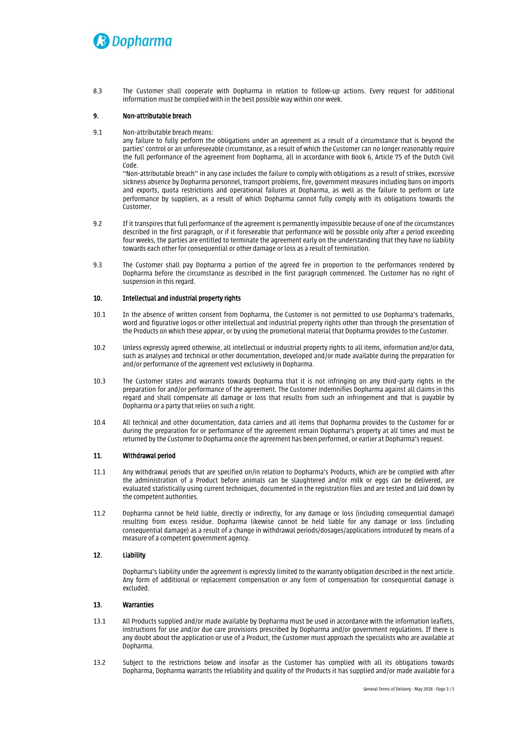8.3 The Customer shall cooperate with Dopharma in relation to follow-up actions. Every request for additional information must be complied with in the best possible way within one week.

## 9. Non-attributable breach

9.1 Non-attributable breach means:
any failure to fully perform the obligations under an agreement as a result of a circumstance that is beyond the parties' control or an unforeseeable circumstance, as a result of which the Customer can no longer reasonably require the full performance of the agreement from Dopharma, all in accordance with Book 6, Article 75 of the Dutch Civil Code.
"Non-attributable breach" in any case includes the failure to comply with obligations as a result of strikes, excessive sickness absence by Dopharma personnel, transport problems, fire, government measures including bans on imports and exports, quota restrictions and operational failures at Dopharma, as well as the failure to perform or late performance by suppliers, as a result of which Dopharma cannot fully comply with its obligations towards the Customer.

9.2 If it transpires that full performance of the agreement is permanently impossible because of one of the circumstances described in the first paragraph, or if it foreseeable that performance will be possible only after a period exceeding four weeks, the parties are entitled to terminate the agreement early on the understanding that they have no liability towards each other for consequential or other damage or loss as a result of termination.

9.3 The Customer shall pay Dopharma a portion of the agreed fee in proportion to the performances rendered by Dopharma before the circumstance as described in the first paragraph commenced. The Customer has no right of suspension in this regard.

## 10. Intellectual and industrial property rights

10.1 In the absence of written consent from Dopharma, the Customer is not permitted to use Dopharma's trademarks, word and figurative logos or other intellectual and industrial property rights other than through the presentation of the Products on which these appear, or by using the promotional material that Dopharma provides to the Customer.

10.2 Unless expressly agreed otherwise, all intellectual or industrial property rights to all items, information and/or data, such as analyses and technical or other documentation, developed and/or made available during the preparation for and/or performance of the agreement vest exclusively in Dopharma.

10.3 The Customer states and warrants towards Dopharma that it is not infringing on any third-party rights in the preparation for and/or performance of the agreement. The Customer indemnifies Dopharma against all claims in this regard and shall compensate all damage or loss that results from such an infringement and that is payable by Dopharma or a party that relies on such a right.

10.4 All technical and other documentation, data carriers and all items that Dopharma provides to the Customer for or during the preparation for or performance of the agreement remain Dopharma's property at all times and must be returned by the Customer to Dopharma once the agreement has been performed, or earlier at Dopharma's request.

## 11. Withdrawal period

11.1 Any withdrawal periods that are specified on/in relation to Dopharma's Products, which are be complied with after the administration of a Product before animals can be slaughtered and/or milk or eggs can be delivered, are evaluated statistically using current techniques, documented in the registration files and are tested and laid down by the competent authorities.

11.2 Dopharma cannot be held liable, directly or indirectly, for any damage or loss (including consequential damage) resulting from excess residue. Dopharma likewise cannot be held liable for any damage or loss (including consequential damage) as a result of a change in withdrawal periods/dosages/applications introduced by means of a measure of a competent government agency.

## 12. Liability

Dopharma's liability under the agreement is expressly limited to the warranty obligation described in the next article. Any form of additional or replacement compensation or any form of compensation for consequential damage is excluded.

## 13. Warranties

13.1 All Products supplied and/or made available by Dopharma must be used in accordance with the information leaflets, instructions for use and/or due care provisions prescribed by Dopharma and/or government regulations. If there is any doubt about the application or use of a Product, the Customer must approach the specialists who are available at Dopharma.

13.2 Subject to the restrictions below and insofar as the Customer has complied with all its obligations towards Dopharma, Dopharma warrants the reliability and quality of the Products it has supplied and/or made available for a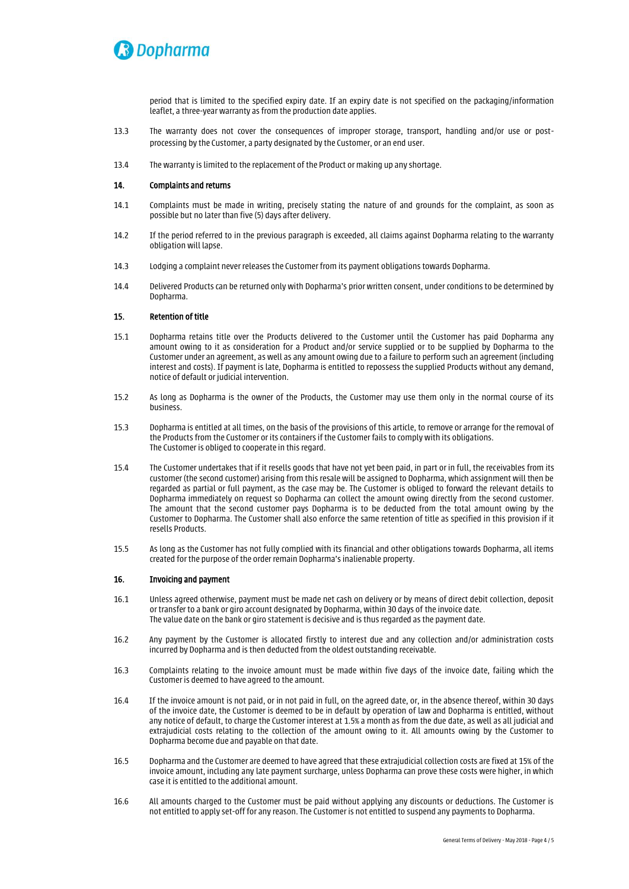period that is limited to the specified expiry date. If an expiry date is not specified on the packaging/information leaflet, a three-year warranty as from the production date applies.

13.3 The warranty does not cover the consequences of improper storage, transport, handling and/or use or post-processing by the Customer, a party designated by the Customer, or an end user.

13.4 The warranty is limited to the replacement of the Product or making up any shortage.

## 14. Complaints and returns

14.1 Complaints must be made in writing, precisely stating the nature of and grounds for the complaint, as soon as possible but no later than five (5) days after delivery.

14.2 If the period referred to in the previous paragraph is exceeded, all claims against Dopharma relating to the warranty obligation will lapse.

14.3 Lodging a complaint never releases the Customer from its payment obligations towards Dopharma.

14.4 Delivered Products can be returned only with Dopharma's prior written consent, under conditions to be determined by Dopharma.

## 15. Retention of title

15.1 Dopharma retains title over the Products delivered to the Customer until the Customer has paid Dopharma any amount owing to it as consideration for a Product and/or service supplied or to be supplied by Dopharma to the Customer under an agreement, as well as any amount owing due to a failure to perform such an agreement (including interest and costs). If payment is late, Dopharma is entitled to repossess the supplied Products without any demand, notice of default or judicial intervention.

15.2 As long as Dopharma is the owner of the Products, the Customer may use them only in the normal course of its business.

15.3 Dopharma is entitled at all times, on the basis of the provisions of this article, to remove or arrange for the removal of the Products from the Customer or its containers if the Customer fails to comply with its obligations.
The Customer is obliged to cooperate in this regard.

15.4 The Customer undertakes that if it resells goods that have not yet been paid, in part or in full, the receivables from its customer (the second customer) arising from this resale will be assigned to Dopharma, which assignment will then be regarded as partial or full payment, as the case may be. The Customer is obliged to forward the relevant details to Dopharma immediately on request so Dopharma can collect the amount owing directly from the second customer. The amount that the second customer pays Dopharma is to be deducted from the total amount owing by the Customer to Dopharma. The Customer shall also enforce the same retention of title as specified in this provision if it resells Products.

15.5 As long as the Customer has not fully complied with its financial and other obligations towards Dopharma, all items created for the purpose of the order remain Dopharma's inalienable property.

## 16. Invoicing and payment

16.1 Unless agreed otherwise, payment must be made net cash on delivery or by means of direct debit collection, deposit or transfer to a bank or giro account designated by Dopharma, within 30 days of the invoice date.
The value date on the bank or giro statement is decisive and is thus regarded as the payment date.

16.2 Any payment by the Customer is allocated firstly to interest due and any collection and/or administration costs incurred by Dopharma and is then deducted from the oldest outstanding receivable.

16.3 Complaints relating to the invoice amount must be made within five days of the invoice date, failing which the Customer is deemed to have agreed to the amount.

16.4 If the invoice amount is not paid, or in not paid in full, on the agreed date, or, in the absence thereof, within 30 days of the invoice date, the Customer is deemed to be in default by operation of law and Dopharma is entitled, without any notice of default, to charge the Customer interest at 1.5% a month as from the due date, as well as all judicial and extrajudicial costs relating to the collection of the amount owing to it. All amounts owing by the Customer to Dopharma become due and payable on that date.

16.5 Dopharma and the Customer are deemed to have agreed that these extrajudicial collection costs are fixed at 15% of the invoice amount, including any late payment surcharge, unless Dopharma can prove these costs were higher, in which case it is entitled to the additional amount.

16.6 All amounts charged to the Customer must be paid without applying any discounts or deductions. The Customer is not entitled to apply set-off for any reason. The Customer is not entitled to suspend any payments to Dopharma.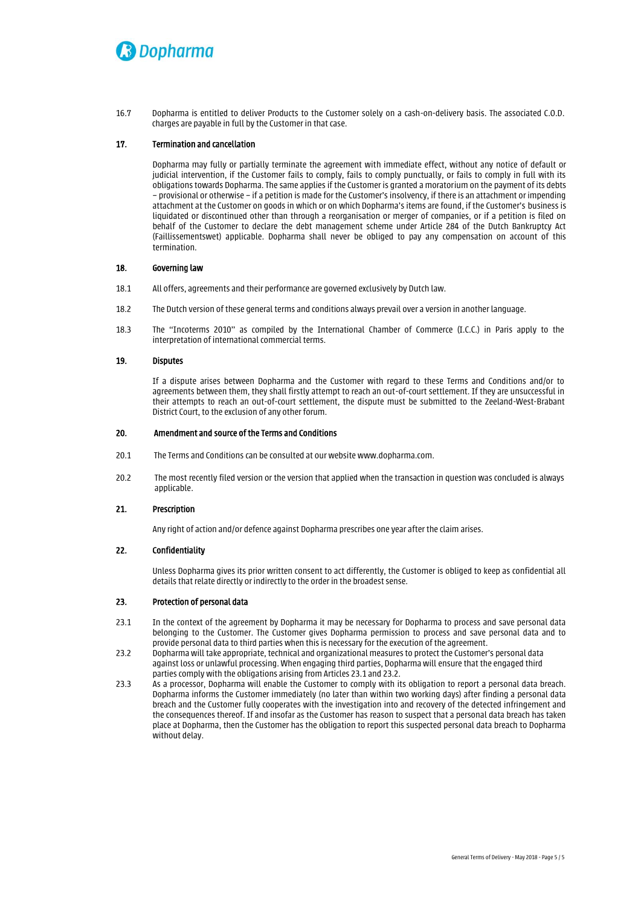16.7 Dopharma is entitled to deliver Products to the Customer solely on a cash-on-delivery basis. The associated C.O.D. charges are payable in full by the Customer in that case.

## 17. Termination and cancellation

Dopharma may fully or partially terminate the agreement with immediate effect, without any notice of default or judicial intervention, if the Customer fails to comply, fails to comply punctually, or fails to comply in full with its obligations towards Dopharma. The same applies if the Customer is granted a moratorium on the payment of its debts – provisional or otherwise – if a petition is made for the Customer's insolvency, if there is an attachment or impending attachment at the Customer on goods in which or on which Dopharma's items are found, if the Customer's business is liquidated or discontinued other than through a reorganisation or merger of companies, or if a petition is filed on behalf of the Customer to declare the debt management scheme under Article 284 of the Dutch Bankruptcy Act (Faillissementswet) applicable. Dopharma shall never be obliged to pay any compensation on account of this termination.

## 18. Governing law

18.1 All offers, agreements and their performance are governed exclusively by Dutch law.

18.2 The Dutch version of these general terms and conditions always prevail over a version in another language.

18.3 The "Incoterms 2010" as compiled by the International Chamber of Commerce (I.C.C.) in Paris apply to the interpretation of international commercial terms.

## 19. Disputes

If a dispute arises between Dopharma and the Customer with regard to these Terms and Conditions and/or to agreements between them, they shall firstly attempt to reach an out-of-court settlement. If they are unsuccessful in their attempts to reach an out-of-court settlement, the dispute must be submitted to the Zeeland-West-Brabant District Court, to the exclusion of any other forum.

## 20. Amendment and source of the Terms and Conditions

20.1 The Terms and Conditions can be consulted at our website www.dopharma.com.

20.2 The most recently filed version or the version that applied when the transaction in question was concluded is always applicable.

## 21. Prescription

Any right of action and/or defence against Dopharma prescribes one year after the claim arises.

## 22. Confidentiality

Unless Dopharma gives its prior written consent to act differently, the Customer is obliged to keep as confidential all details that relate directly or indirectly to the order in the broadest sense.

## 23. Protection of personal data

23.1 In the context of the agreement by Dopharma it may be necessary for Dopharma to process and save personal data belonging to the Customer. The Customer gives Dopharma permission to process and save personal data and to provide personal data to third parties when this is necessary for the execution of the agreement.

23.2 Dopharma will take appropriate, technical and organizational measures to protect the Customer's personal data against loss or unlawful processing. When engaging third parties, Dopharma will ensure that the engaged third parties comply with the obligations arising from Articles 23.1 and 23.2.

23.3 As a processor, Dopharma will enable the Customer to comply with its obligation to report a personal data breach. Dopharma informs the Customer immediately (no later than within two working days) after finding a personal data breach and the Customer fully cooperates with the investigation into and recovery of the detected infringement and the consequences thereof. If and insofar as the Customer has reason to suspect that a personal data breach has taken place at Dopharma, then the Customer has the obligation to report this suspected personal data breach to Dopharma without delay.